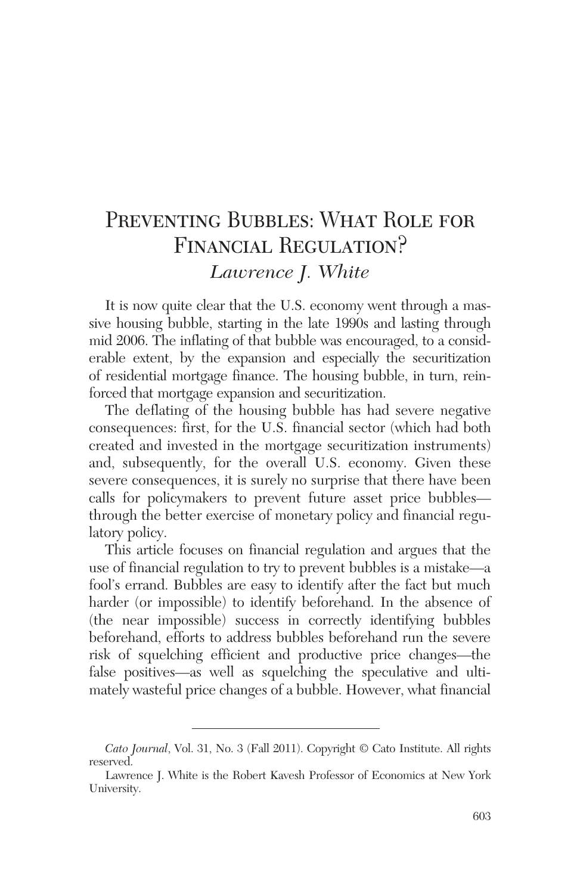# Preventing Bubbles: What Role for Financial Regulation?

*Lawrence J. White*

It is now quite clear that the U.S. economy went through a massive housing bubble, starting in the late 1990s and lasting through mid 2006. The inflating of that bubble was encouraged, to a considerable extent, by the expansion and especially the securitization of residential mortgage finance. The housing bubble, in turn, reinforced that mortgage expansion and securitization.

The deflating of the housing bubble has had severe negative consequences: first, for the U.S. financial sector (which had both created and invested in the mortgage securitization instruments) and, subsequently, for the overall U.S. economy. Given these severe consequences, it is surely no surprise that there have been calls for policymakers to prevent future asset price bubbles—through the better exercise of monetary policy and financial regulatory policy.

This article focuses on financial regulation and argues that the use of financial regulation to try to prevent bubbles is a mistake—a fool's errand. Bubbles are easy to identify after the fact but much harder (or impossible) to identify beforehand. In the absence of (the near impossible) success in correctly identifying bubbles beforehand, efforts to address bubbles beforehand run the severe risk of squelching efficient and productive price changes—the false positives—as well as squelching the speculative and ultimately wasteful price changes of a bubble. However, what financial

---

*Cato Journal*, Vol. 31, No. 3 (Fall 2011). Copyright © Cato Institute. All rights reserved.

Lawrence J. White is the Robert Kavesh Professor of Economics at New York University.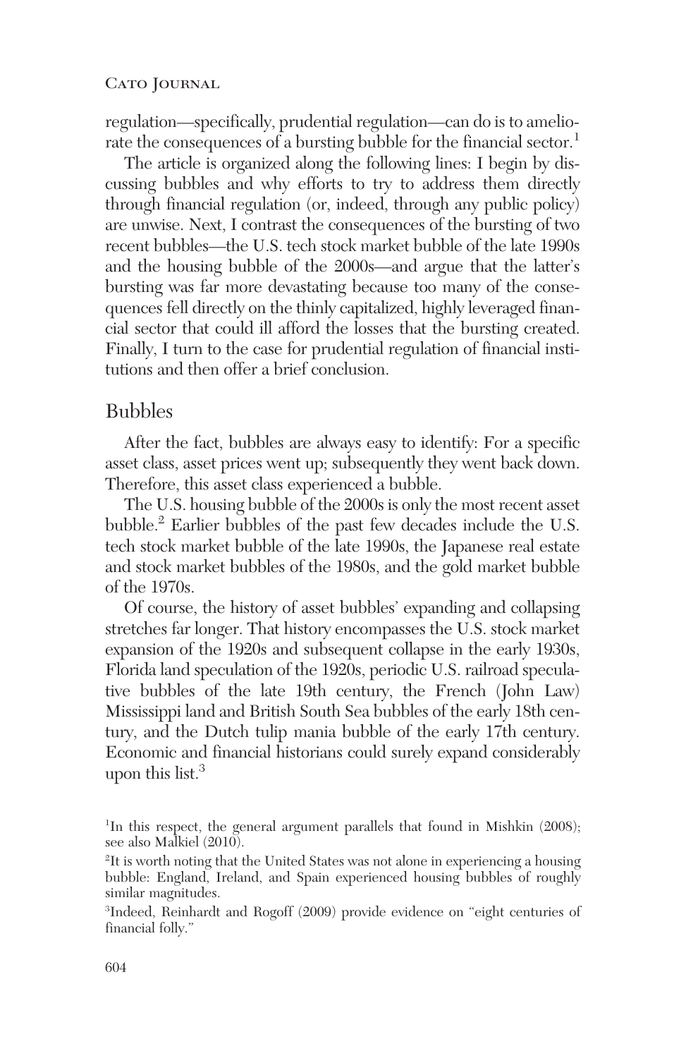regulation—specifically, prudential regulation—can do is to ameliorate the consequences of a bursting bubble for the financial sector.[1]

The article is organized along the following lines: I begin by discussing bubbles and why efforts to try to address them directly through financial regulation (or, indeed, through any public policy) are unwise. Next, I contrast the consequences of the bursting of two recent bubbles—the U.S. tech stock market bubble of the late 1990s and the housing bubble of the 2000s—and argue that the latter's bursting was far more devastating because too many of the consequences fell directly on the thinly capitalized, highly leveraged financial sector that could ill afford the losses that the bursting created. Finally, I turn to the case for prudential regulation of financial institutions and then offer a brief conclusion.

## Bubbles

After the fact, bubbles are always easy to identify: For a specific asset class, asset prices went up; subsequently they went back down. Therefore, this asset class experienced a bubble.

The U.S. housing bubble of the 2000s is only the most recent asset bubble.[2] Earlier bubbles of the past few decades include the U.S. tech stock market bubble of the late 1990s, the Japanese real estate and stock market bubbles of the 1980s, and the gold market bubble of the 1970s.

Of course, the history of asset bubbles' expanding and collapsing stretches far longer. That history encompasses the U.S. stock market expansion of the 1920s and subsequent collapse in the early 1930s, Florida land speculation of the 1920s, periodic U.S. railroad speculative bubbles of the late 19th century, the French (John Law) Mississippi land and British South Sea bubbles of the early 18th century, and the Dutch tulip mania bubble of the early 17th century. Economic and financial historians could surely expand considerably upon this list.[3]

[1] In this respect, the general argument parallels that found in Mishkin (2008); see also Malkiel (2010).

[2] It is worth noting that the United States was not alone in experiencing a housing bubble: England, Ireland, and Spain experienced housing bubbles of roughly similar magnitudes.

[3] Indeed, Reinhardt and Rogoff (2009) provide evidence on "eight centuries of financial folly."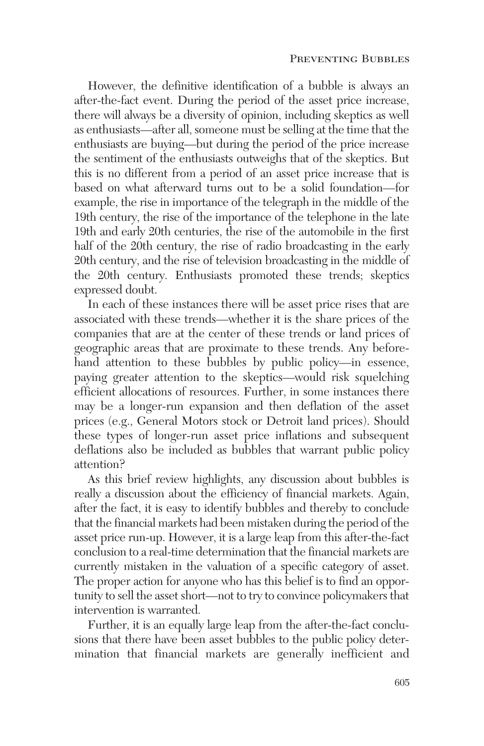However, the definitive identification of a bubble is always an after-the-fact event. During the period of the asset price increase, there will always be a diversity of opinion, including skeptics as well as enthusiasts—after all, someone must be selling at the time that the enthusiasts are buying—but during the period of the price increase the sentiment of the enthusiasts outweighs that of the skeptics. But this is no different from a period of an asset price increase that is based on what afterward turns out to be a solid foundation—for example, the rise in importance of the telegraph in the middle of the 19th century, the rise of the importance of the telephone in the late 19th and early 20th centuries, the rise of the automobile in the first half of the 20th century, the rise of radio broadcasting in the early 20th century, and the rise of television broadcasting in the middle of the 20th century. Enthusiasts promoted these trends; skeptics expressed doubt.

In each of these instances there will be asset price rises that are associated with these trends—whether it is the share prices of the companies that are at the center of these trends or land prices of geographic areas that are proximate to these trends. Any beforehand attention to these bubbles by public policy—in essence, paying greater attention to the skeptics—would risk squelching efficient allocations of resources. Further, in some instances there may be a longer-run expansion and then deflation of the asset prices (e.g., General Motors stock or Detroit land prices). Should these types of longer-run asset price inflations and subsequent deflations also be included as bubbles that warrant public policy attention?

As this brief review highlights, any discussion about bubbles is really a discussion about the efficiency of financial markets. Again, after the fact, it is easy to identify bubbles and thereby to conclude that the financial markets had been mistaken during the period of the asset price run-up. However, it is a large leap from this after-the-fact conclusion to a real-time determination that the financial markets are currently mistaken in the valuation of a specific category of asset. The proper action for anyone who has this belief is to find an opportunity to sell the asset short—not to try to convince policymakers that intervention is warranted.

Further, it is an equally large leap from the after-the-fact conclusions that there have been asset bubbles to the public policy determination that financial markets are generally inefficient and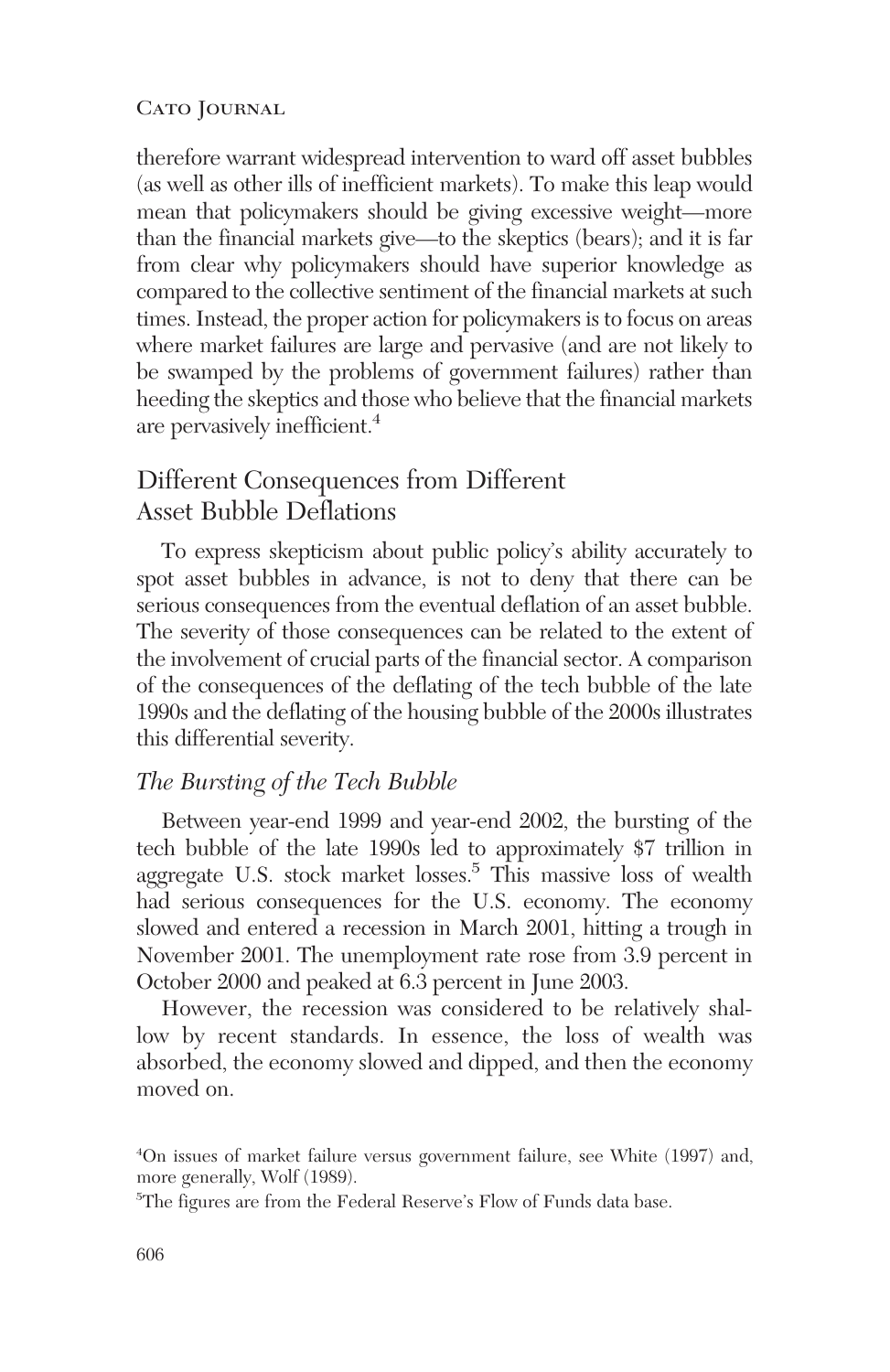therefore warrant widespread intervention to ward off asset bubbles (as well as other ills of inefficient markets). To make this leap would mean that policymakers should be giving excessive weight—more than the financial markets give—to the skeptics (bears); and it is far from clear why policymakers should have superior knowledge as compared to the collective sentiment of the financial markets at such times. Instead, the proper action for policymakers is to focus on areas where market failures are large and pervasive (and are not likely to be swamped by the problems of government failures) rather than heeding the skeptics and those who believe that the financial markets are pervasively inefficient.[4]

## Different Consequences from Different Asset Bubble Deflations

To express skepticism about public policy's ability accurately to spot asset bubbles in advance, is not to deny that there can be serious consequences from the eventual deflation of an asset bubble. The severity of those consequences can be related to the extent of the involvement of crucial parts of the financial sector. A comparison of the consequences of the deflating of the tech bubble of the late 1990s and the deflating of the housing bubble of the 2000s illustrates this differential severity.

### *The Bursting of the Tech Bubble*

Between year-end 1999 and year-end 2002, the bursting of the tech bubble of the late 1990s led to approximately $7 trillion in aggregate U.S. stock market losses.[5] This massive loss of wealth had serious consequences for the U.S. economy. The economy slowed and entered a recession in March 2001, hitting a trough in November 2001. The unemployment rate rose from 3.9 percent in October 2000 and peaked at 6.3 percent in June 2003.

However, the recession was considered to be relatively shallow by recent standards. In essence, the loss of wealth was absorbed, the economy slowed and dipped, and then the economy moved on.

[4]On issues of market failure versus government failure, see White (1997) and, more generally, Wolf (1989).

[5]The figures are from the Federal Reserve's Flow of Funds data base.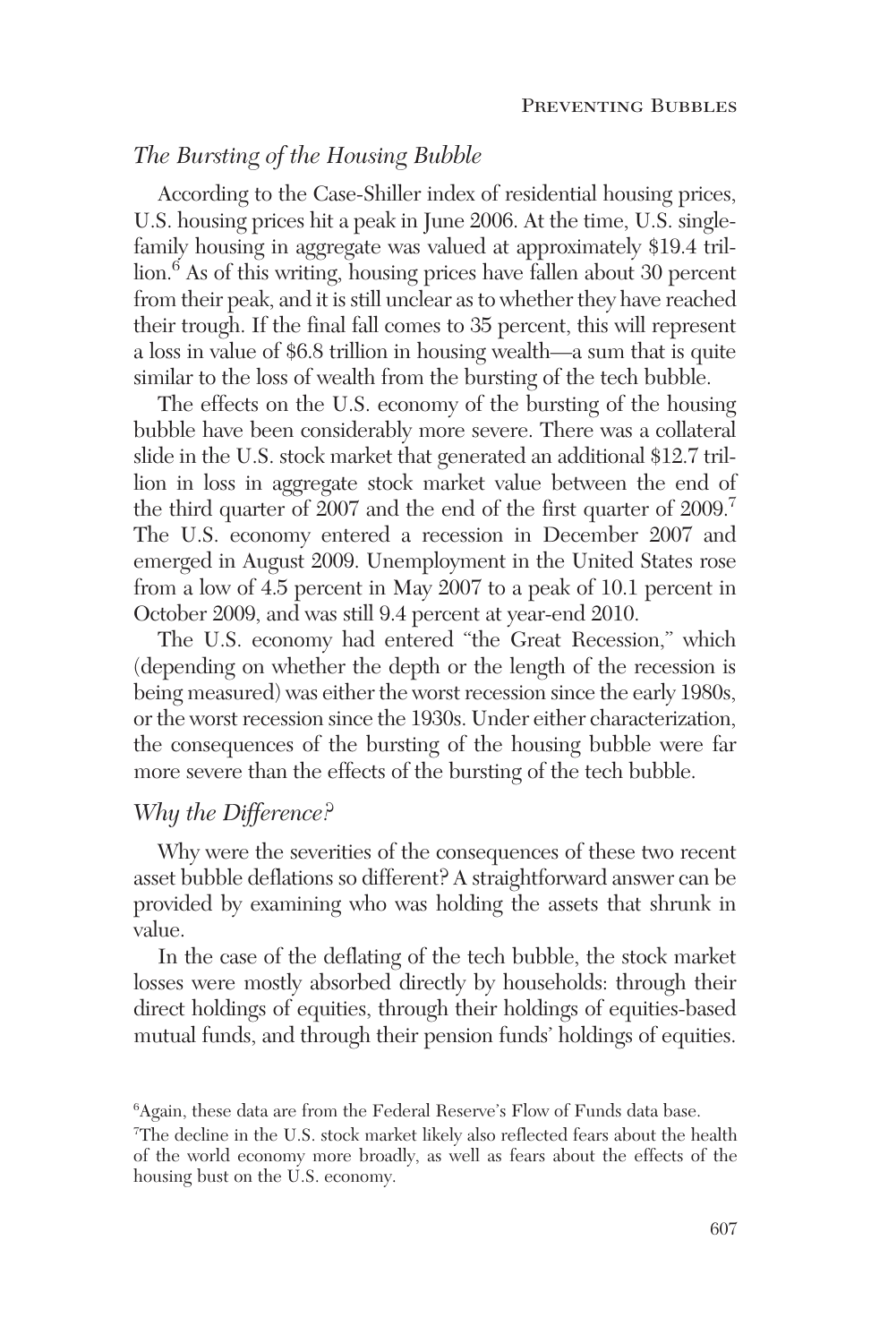### *The Bursting of the Housing Bubble*

According to the Case-Shiller index of residential housing prices, U.S. housing prices hit a peak in June 2006. At the time, U.S. single-family housing in aggregate was valued at approximately $19.4 trillion.[6] As of this writing, housing prices have fallen about 30 percent from their peak, and it is still unclear as to whether they have reached their trough. If the final fall comes to 35 percent, this will represent a loss in value of $6.8 trillion in housing wealth—a sum that is quite similar to the loss of wealth from the bursting of the tech bubble.

The effects on the U.S. economy of the bursting of the housing bubble have been considerably more severe. There was a collateral slide in the U.S. stock market that generated an additional $12.7 trillion in loss in aggregate stock market value between the end of the third quarter of 2007 and the end of the first quarter of 2009.[7] The U.S. economy entered a recession in December 2007 and emerged in August 2009. Unemployment in the United States rose from a low of 4.5 percent in May 2007 to a peak of 10.1 percent in October 2009, and was still 9.4 percent at year-end 2010.

The U.S. economy had entered "the Great Recession," which (depending on whether the depth or the length of the recession is being measured) was either the worst recession since the early 1980s, or the worst recession since the 1930s. Under either characterization, the consequences of the bursting of the housing bubble were far more severe than the effects of the bursting of the tech bubble.

### *Why the Difference?*

Why were the severities of the consequences of these two recent asset bubble deflations so different? A straightforward answer can be provided by examining who was holding the assets that shrunk in value.

In the case of the deflating of the tech bubble, the stock market losses were mostly absorbed directly by households: through their direct holdings of equities, through their holdings of equities-based mutual funds, and through their pension funds' holdings of equities.

---

[6] Again, these data are from the Federal Reserve's Flow of Funds data base.

[7] The decline in the U.S. stock market likely also reflected fears about the health of the world economy more broadly, as well as fears about the effects of the housing bust on the U.S. economy.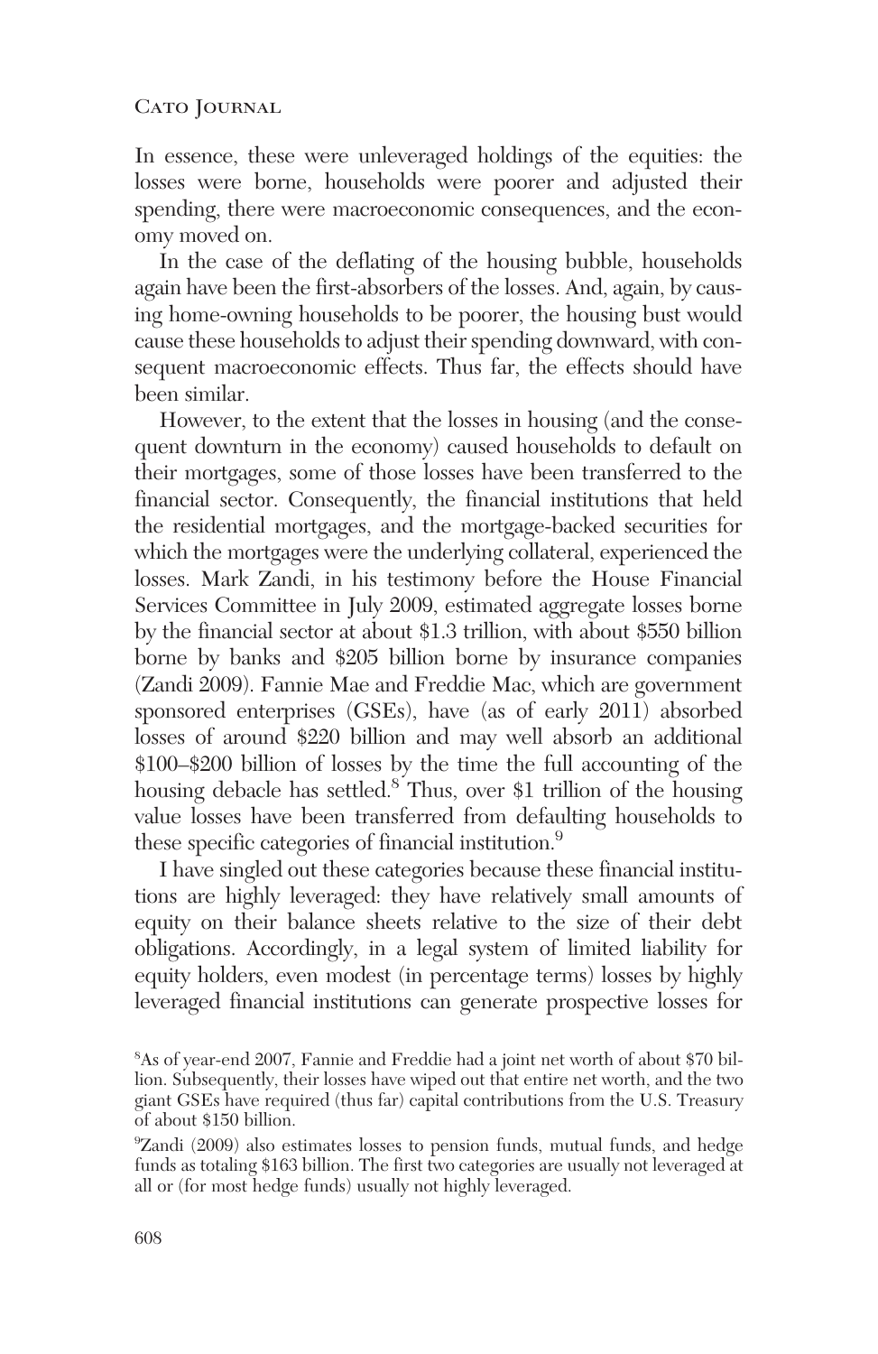In essence, these were unleveraged holdings of the equities: the losses were borne, households were poorer and adjusted their spending, there were macroeconomic consequences, and the economy moved on.

In the case of the deflating of the housing bubble, households again have been the first-absorbers of the losses. And, again, by causing home-owning households to be poorer, the housing bust would cause these households to adjust their spending downward, with consequent macroeconomic effects. Thus far, the effects should have been similar.

However, to the extent that the losses in housing (and the consequent downturn in the economy) caused households to default on their mortgages, some of those losses have been transferred to the financial sector. Consequently, the financial institutions that held the residential mortgages, and the mortgage-backed securities for which the mortgages were the underlying collateral, experienced the losses. Mark Zandi, in his testimony before the House Financial Services Committee in July 2009, estimated aggregate losses borne by the financial sector at about $1.3 trillion, with about $550 billion borne by banks and $205 billion borne by insurance companies (Zandi 2009). Fannie Mae and Freddie Mac, which are government sponsored enterprises (GSEs), have (as of early 2011) absorbed losses of around $220 billion and may well absorb an additional $100–$200 billion of losses by the time the full accounting of the housing debacle has settled.[8] Thus, over $1 trillion of the housing value losses have been transferred from defaulting households to these specific categories of financial institution.[9]

I have singled out these categories because these financial institutions are highly leveraged: they have relatively small amounts of equity on their balance sheets relative to the size of their debt obligations. Accordingly, in a legal system of limited liability for equity holders, even modest (in percentage terms) losses by highly leveraged financial institutions can generate prospective losses for

[8]As of year-end 2007, Fannie and Freddie had a joint net worth of about $70 billion. Subsequently, their losses have wiped out that entire net worth, and the two giant GSEs have required (thus far) capital contributions from the U.S. Treasury of about $150 billion.

[9]Zandi (2009) also estimates losses to pension funds, mutual funds, and hedge funds as totaling $163 billion. The first two categories are usually not leveraged at all or (for most hedge funds) usually not highly leveraged.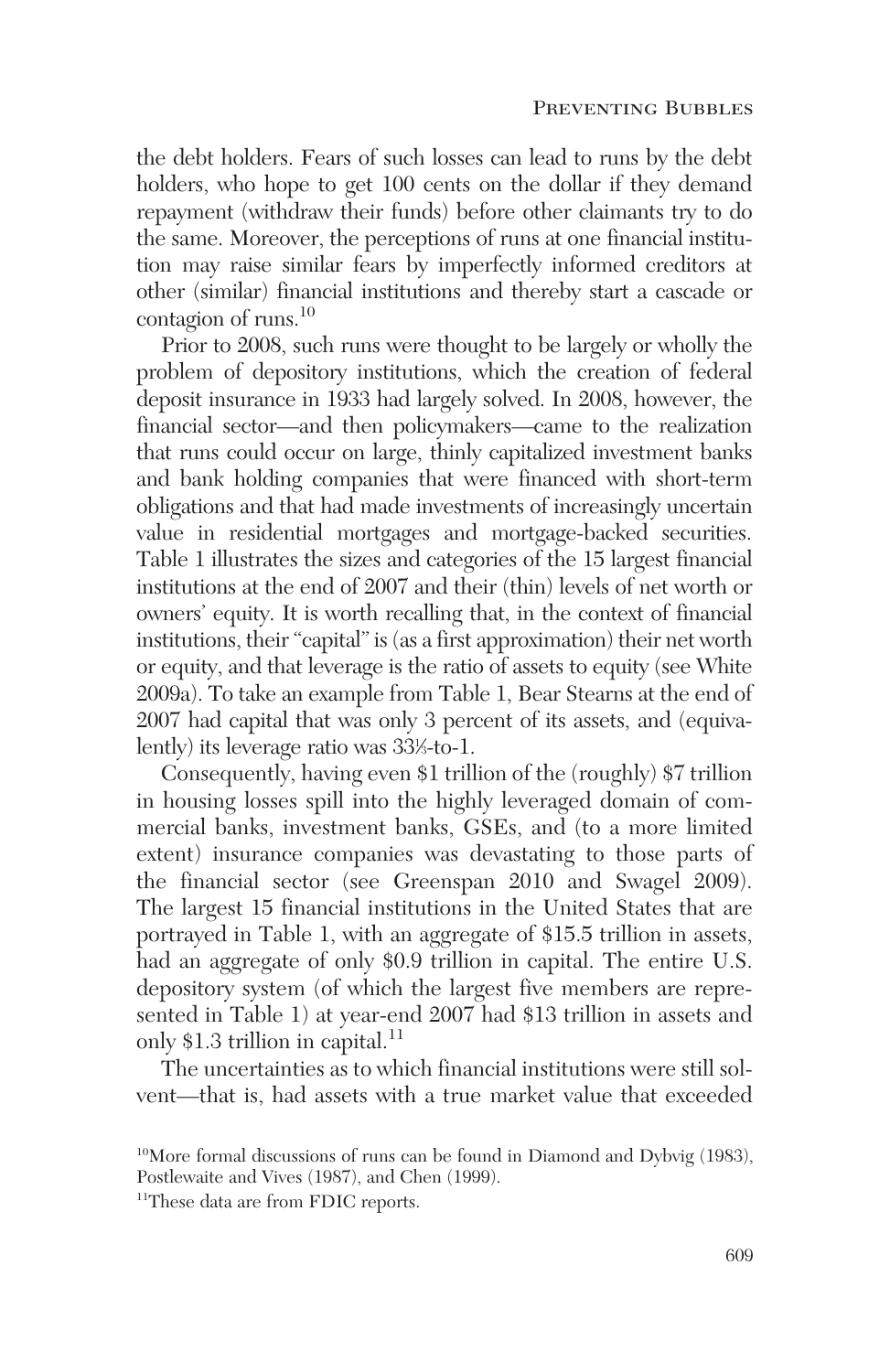the debt holders. Fears of such losses can lead to runs by the debt holders, who hope to get 100 cents on the dollar if they demand repayment (withdraw their funds) before other claimants try to do the same. Moreover, the perceptions of runs at one financial institution may raise similar fears by imperfectly informed creditors at other (similar) financial institutions and thereby start a cascade or contagion of runs.[10]

Prior to 2008, such runs were thought to be largely or wholly the problem of depository institutions, which the creation of federal deposit insurance in 1933 had largely solved. In 2008, however, the financial sector—and then policymakers—came to the realization that runs could occur on large, thinly capitalized investment banks and bank holding companies that were financed with short-term obligations and that had made investments of increasingly uncertain value in residential mortgages and mortgage-backed securities. Table 1 illustrates the sizes and categories of the 15 largest financial institutions at the end of 2007 and their (thin) levels of net worth or owners' equity. It is worth recalling that, in the context of financial institutions, their "capital" is (as a first approximation) their net worth or equity, and that leverage is the ratio of assets to equity (see White 2009a). To take an example from Table 1, Bear Stearns at the end of 2007 had capital that was only 3 percent of its assets, and (equivalently) its leverage ratio was 33⅓-to-1.

Consequently, having even $1 trillion of the (roughly) $7 trillion in housing losses spill into the highly leveraged domain of commercial banks, investment banks, GSEs, and (to a more limited extent) insurance companies was devastating to those parts of the financial sector (see Greenspan 2010 and Swagel 2009). The largest 15 financial institutions in the United States that are portrayed in Table 1, with an aggregate of $15.5 trillion in assets, had an aggregate of only $0.9 trillion in capital. The entire U.S. depository system (of which the largest five members are represented in Table 1) at year-end 2007 had $13 trillion in assets and only $1.3 trillion in capital.[11]

The uncertainties as to which financial institutions were still solvent—that is, had assets with a true market value that exceeded

[10]More formal discussions of runs can be found in Diamond and Dybvig (1983), Postlewaite and Vives (1987), and Chen (1999).

[11]These data are from FDIC reports.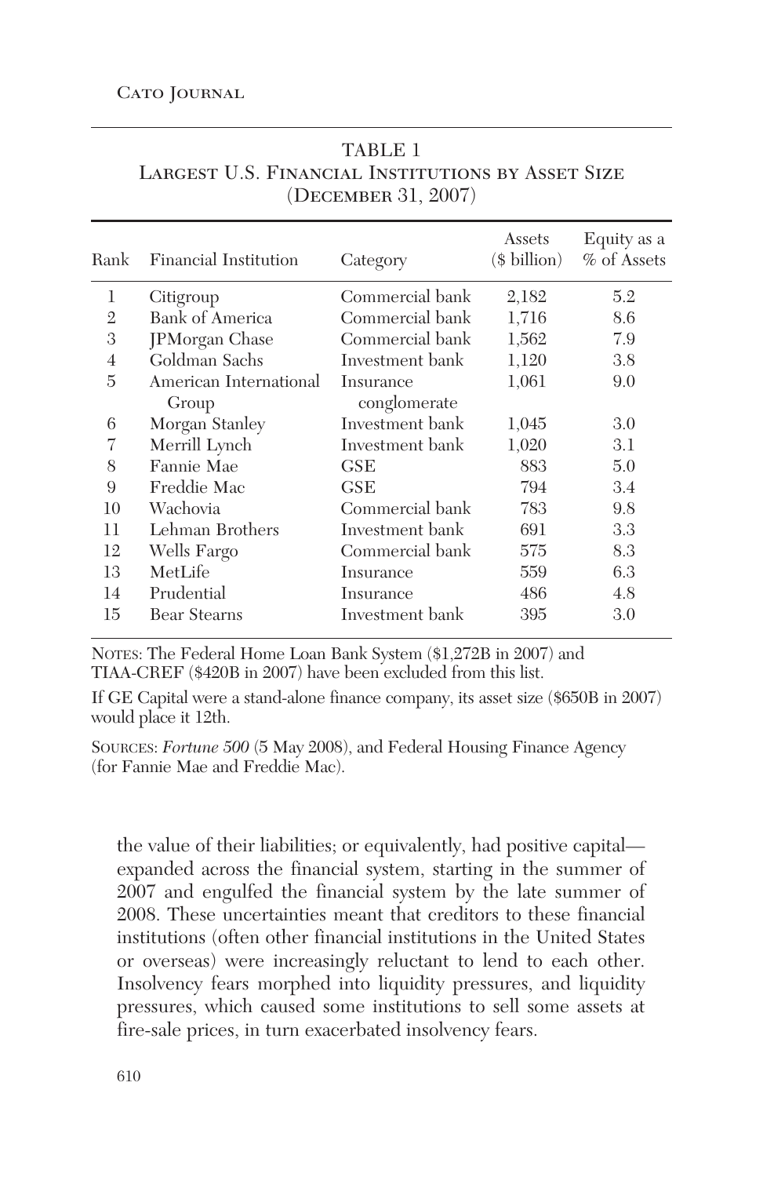TABLE 1
Largest U.S. Financial Institutions by Asset Size (December 31, 2007)

| Rank | Financial Institution | Category | Assets ($ billion) | Equity as a % of Assets |
|---|---|---|---|---|
| 1 | Citigroup | Commercial bank | 2,182 | 5.2 |
| 2 | Bank of America | Commercial bank | 1,716 | 8.6 |
| 3 | JPMorgan Chase | Commercial bank | 1,562 | 7.9 |
| 4 | Goldman Sachs | Investment bank | 1,120 | 3.8 |
| 5 | American International Group | Insurance conglomerate | 1,061 | 9.0 |
| 6 | Morgan Stanley | Investment bank | 1,045 | 3.0 |
| 7 | Merrill Lynch | Investment bank | 1,020 | 3.1 |
| 8 | Fannie Mae | GSE | 883 | 5.0 |
| 9 | Freddie Mac | GSE | 794 | 3.4 |
| 10 | Wachovia | Commercial bank | 783 | 9.8 |
| 11 | Lehman Brothers | Investment bank | 691 | 3.3 |
| 12 | Wells Fargo | Commercial bank | 575 | 8.3 |
| 13 | MetLife | Insurance | 559 | 6.3 |
| 14 | Prudential | Insurance | 486 | 4.8 |
| 15 | Bear Stearns | Investment bank | 395 | 3.0 |

Notes: The Federal Home Loan Bank System ($1,272B in 2007) and TIAA-CREF ($420B in 2007) have been excluded from this list.

If GE Capital were a stand-alone finance company, its asset size ($650B in 2007) would place it 12th.

Sources: *Fortune 500* (5 May 2008), and Federal Housing Finance Agency (for Fannie Mae and Freddie Mac).

the value of their liabilities; or equivalently, had positive capital—expanded across the financial system, starting in the summer of 2007 and engulfed the financial system by the late summer of 2008. These uncertainties meant that creditors to these financial institutions (often other financial institutions in the United States or overseas) were increasingly reluctant to lend to each other. Insolvency fears morphed into liquidity pressures, and liquidity pressures, which caused some institutions to sell some assets at fire-sale prices, in turn exacerbated insolvency fears.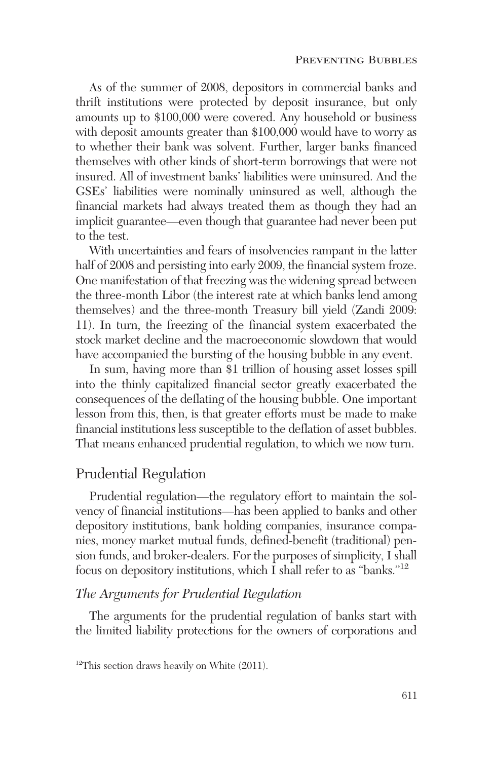As of the summer of 2008, depositors in commercial banks and thrift institutions were protected by deposit insurance, but only amounts up to $100,000 were covered. Any household or business with deposit amounts greater than $100,000 would have to worry as to whether their bank was solvent. Further, larger banks financed themselves with other kinds of short-term borrowings that were not insured. All of investment banks' liabilities were uninsured. And the GSEs' liabilities were nominally uninsured as well, although the financial markets had always treated them as though they had an implicit guarantee—even though that guarantee had never been put to the test.

With uncertainties and fears of insolvencies rampant in the latter half of 2008 and persisting into early 2009, the financial system froze. One manifestation of that freezing was the widening spread between the three-month Libor (the interest rate at which banks lend among themselves) and the three-month Treasury bill yield (Zandi 2009: 11). In turn, the freezing of the financial system exacerbated the stock market decline and the macroeconomic slowdown that would have accompanied the bursting of the housing bubble in any event.

In sum, having more than $1 trillion of housing asset losses spill into the thinly capitalized financial sector greatly exacerbated the consequences of the deflating of the housing bubble. One important lesson from this, then, is that greater efforts must be made to make financial institutions less susceptible to the deflation of asset bubbles. That means enhanced prudential regulation, to which we now turn.

## Prudential Regulation

Prudential regulation—the regulatory effort to maintain the solvency of financial institutions—has been applied to banks and other depository institutions, bank holding companies, insurance companies, money market mutual funds, defined-benefit (traditional) pension funds, and broker-dealers. For the purposes of simplicity, I shall focus on depository institutions, which I shall refer to as "banks."[12]

### *The Arguments for Prudential Regulation*

The arguments for the prudential regulation of banks start with the limited liability protections for the owners of corporations and

[12]This section draws heavily on White (2011).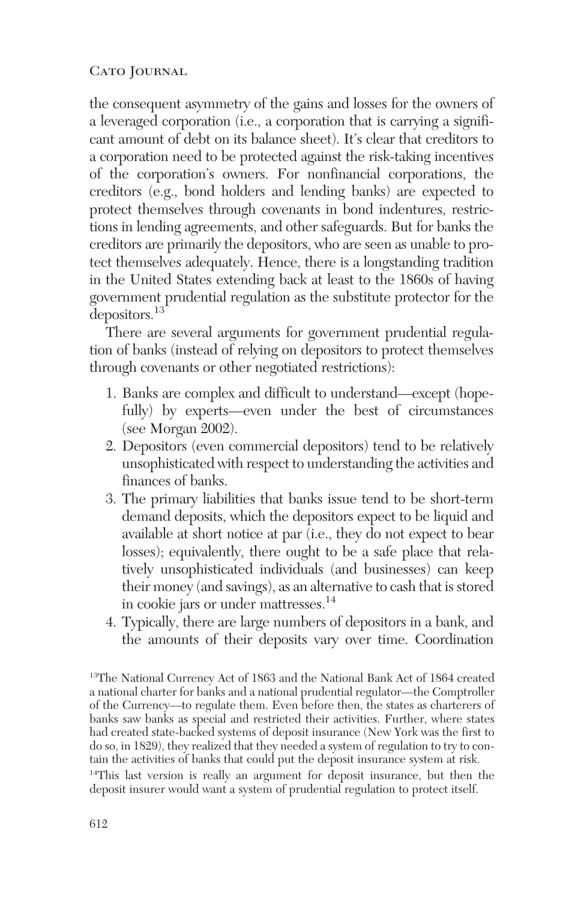the consequent asymmetry of the gains and losses for the owners of a leveraged corporation (i.e., a corporation that is carrying a significant amount of debt on its balance sheet). It's clear that creditors to a corporation need to be protected against the risk-taking incentives of the corporation's owners. For nonfinancial corporations, the creditors (e.g., bond holders and lending banks) are expected to protect themselves through covenants in bond indentures, restrictions in lending agreements, and other safeguards. But for banks the creditors are primarily the depositors, who are seen as unable to protect themselves adequately. Hence, there is a longstanding tradition in the United States extending back at least to the 1860s of having government prudential regulation as the substitute protector for the depositors.[13]

There are several arguments for government prudential regulation of banks (instead of relying on depositors to protect themselves through covenants or other negotiated restrictions):

1. Banks are complex and difficult to understand—except (hopefully) by experts—even under the best of circumstances (see Morgan 2002).
2. Depositors (even commercial depositors) tend to be relatively unsophisticated with respect to understanding the activities and finances of banks.
3. The primary liabilities that banks issue tend to be short-term demand deposits, which the depositors expect to be liquid and available at short notice at par (i.e., they do not expect to bear losses); equivalently, there ought to be a safe place that relatively unsophisticated individuals (and businesses) can keep their money (and savings), as an alternative to cash that is stored in cookie jars or under mattresses.[14]
4. Typically, there are large numbers of depositors in a bank, and the amounts of their deposits vary over time. Coordination

[13]The National Currency Act of 1863 and the National Bank Act of 1864 created a national charter for banks and a national prudential regulator—the Comptroller of the Currency—to regulate them. Even before then, the states as charterers of banks saw banks as special and restricted their activities. Further, where states had created state-backed systems of deposit insurance (New York was the first to do so, in 1829), they realized that they needed a system of regulation to try to contain the activities of banks that could put the deposit insurance system at risk.

[14]This last version is really an argument for deposit insurance, but then the deposit insurer would want a system of prudential regulation to protect itself.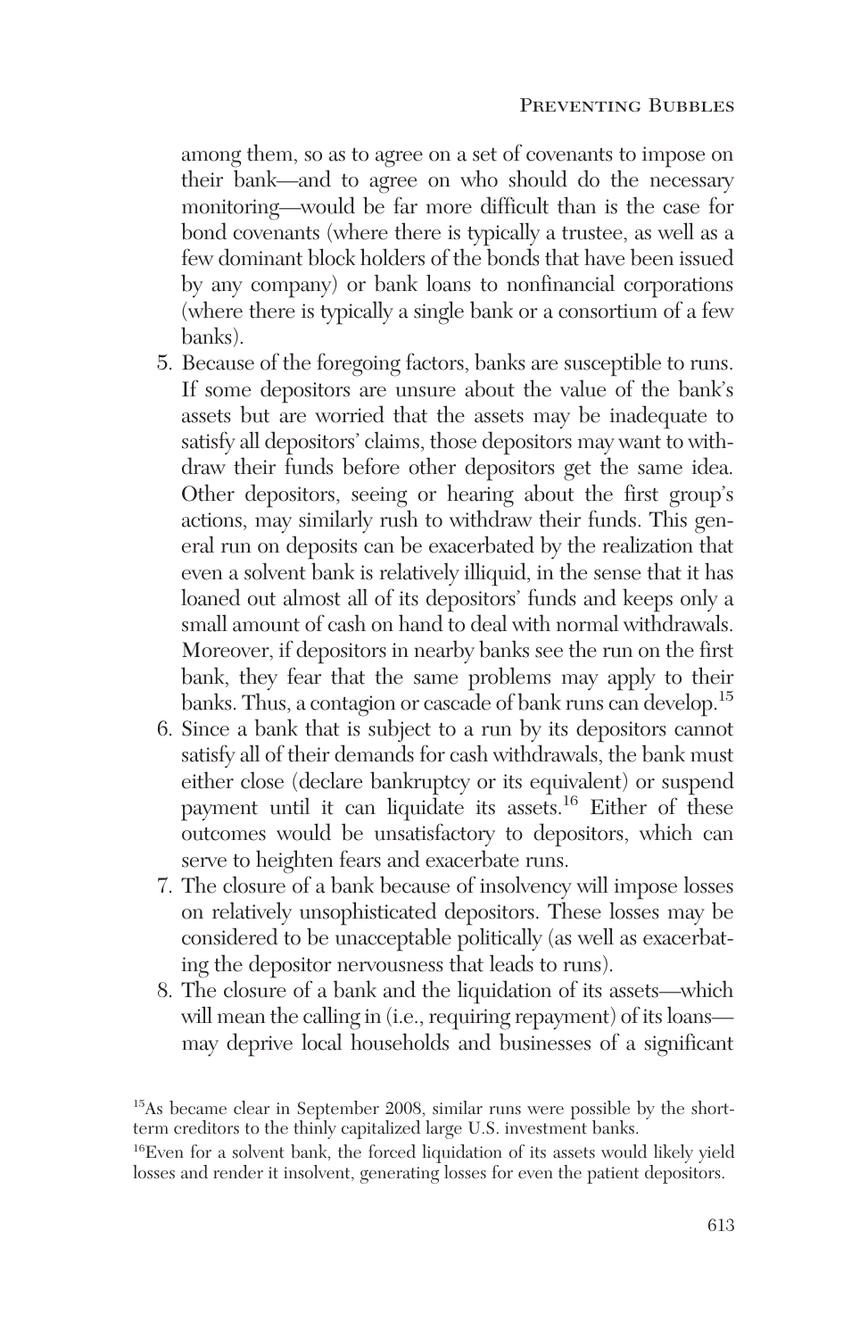among them, so as to agree on a set of covenants to impose on their bank—and to agree on who should do the necessary monitoring—would be far more difficult than is the case for bond covenants (where there is typically a trustee, as well as a few dominant block holders of the bonds that have been issued by any company) or bank loans to nonfinancial corporations (where there is typically a single bank or a consortium of a few banks).

5. Because of the foregoing factors, banks are susceptible to runs. If some depositors are unsure about the value of the bank's assets but are worried that the assets may be inadequate to satisfy all depositors' claims, those depositors may want to withdraw their funds before other depositors get the same idea. Other depositors, seeing or hearing about the first group's actions, may similarly rush to withdraw their funds. This general run on deposits can be exacerbated by the realization that even a solvent bank is relatively illiquid, in the sense that it has loaned out almost all of its depositors' funds and keeps only a small amount of cash on hand to deal with normal withdrawals. Moreover, if depositors in nearby banks see the run on the first bank, they fear that the same problems may apply to their banks. Thus, a contagion or cascade of bank runs can develop.[15]
6. Since a bank that is subject to a run by its depositors cannot satisfy all of their demands for cash withdrawals, the bank must either close (declare bankruptcy or its equivalent) or suspend payment until it can liquidate its assets.[16] Either of these outcomes would be unsatisfactory to depositors, which can serve to heighten fears and exacerbate runs.
7. The closure of a bank because of insolvency will impose losses on relatively unsophisticated depositors. These losses may be considered to be unacceptable politically (as well as exacerbating the depositor nervousness that leads to runs).
8. The closure of a bank and the liquidation of its assets—which will mean the calling in (i.e., requiring repayment) of its loans—may deprive local households and businesses of a significant

[15]As became clear in September 2008, similar runs were possible by the short-term creditors to the thinly capitalized large U.S. investment banks.

[16]Even for a solvent bank, the forced liquidation of its assets would likely yield losses and render it insolvent, generating losses for even the patient depositors.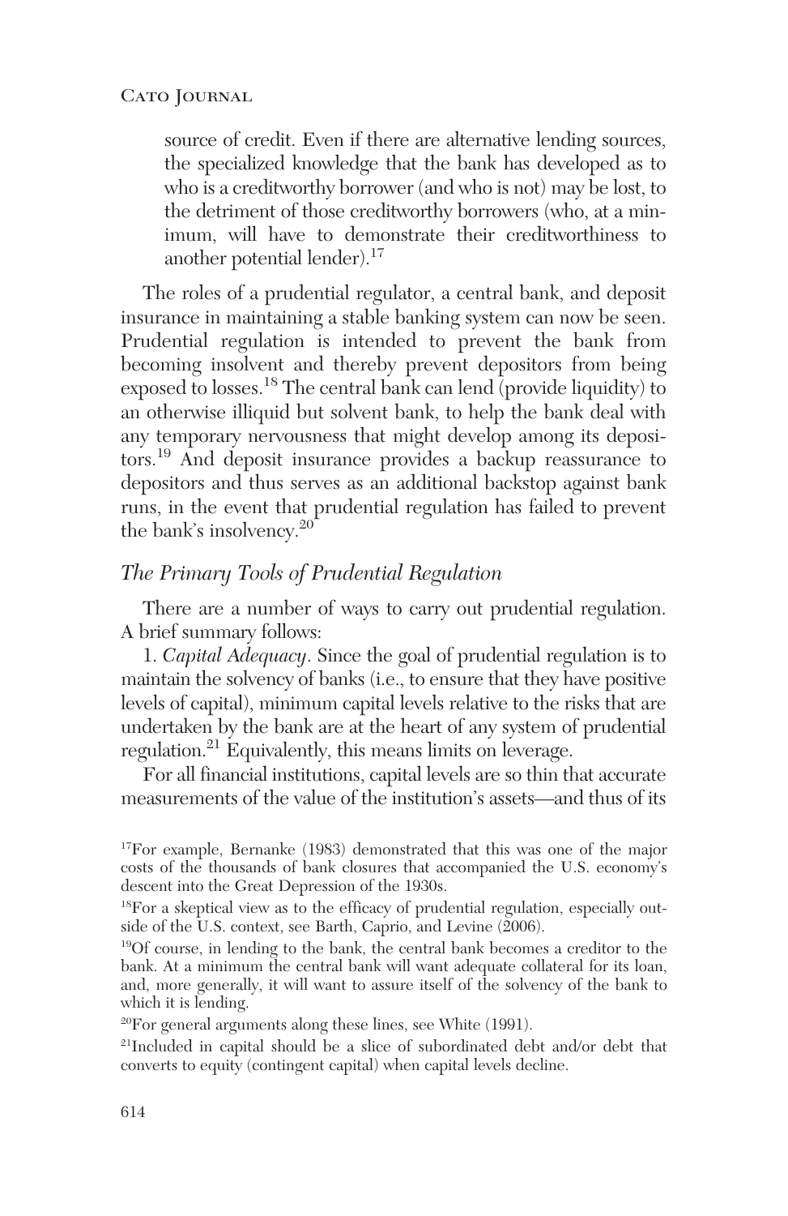source of credit. Even if there are alternative lending sources, the specialized knowledge that the bank has developed as to who is a creditworthy borrower (and who is not) may be lost, to the detriment of those creditworthy borrowers (who, at a minimum, will have to demonstrate their creditworthiness to another potential lender).[17]

The roles of a prudential regulator, a central bank, and deposit insurance in maintaining a stable banking system can now be seen. Prudential regulation is intended to prevent the bank from becoming insolvent and thereby prevent depositors from being exposed to losses.[18] The central bank can lend (provide liquidity) to an otherwise illiquid but solvent bank, to help the bank deal with any temporary nervousness that might develop among its depositors.[19] And deposit insurance provides a backup reassurance to depositors and thus serves as an additional backstop against bank runs, in the event that prudential regulation has failed to prevent the bank's insolvency.[20]

### *The Primary Tools of Prudential Regulation*

There are a number of ways to carry out prudential regulation. A brief summary follows:

1. *Capital Adequacy*. Since the goal of prudential regulation is to maintain the solvency of banks (i.e., to ensure that they have positive levels of capital), minimum capital levels relative to the risks that are undertaken by the bank are at the heart of any system of prudential regulation.[21] Equivalently, this means limits on leverage.

For all financial institutions, capital levels are so thin that accurate measurements of the value of the institution's assets—and thus of its

[17]For example, Bernanke (1983) demonstrated that this was one of the major costs of the thousands of bank closures that accompanied the U.S. economy's descent into the Great Depression of the 1930s.

[18]For a skeptical view as to the efficacy of prudential regulation, especially outside of the U.S. context, see Barth, Caprio, and Levine (2006).

[19]Of course, in lending to the bank, the central bank becomes a creditor to the bank. At a minimum the central bank will want adequate collateral for its loan, and, more generally, it will want to assure itself of the solvency of the bank to which it is lending.

[20]For general arguments along these lines, see White (1991).

[21]Included in capital should be a slice of subordinated debt and/or debt that converts to equity (contingent capital) when capital levels decline.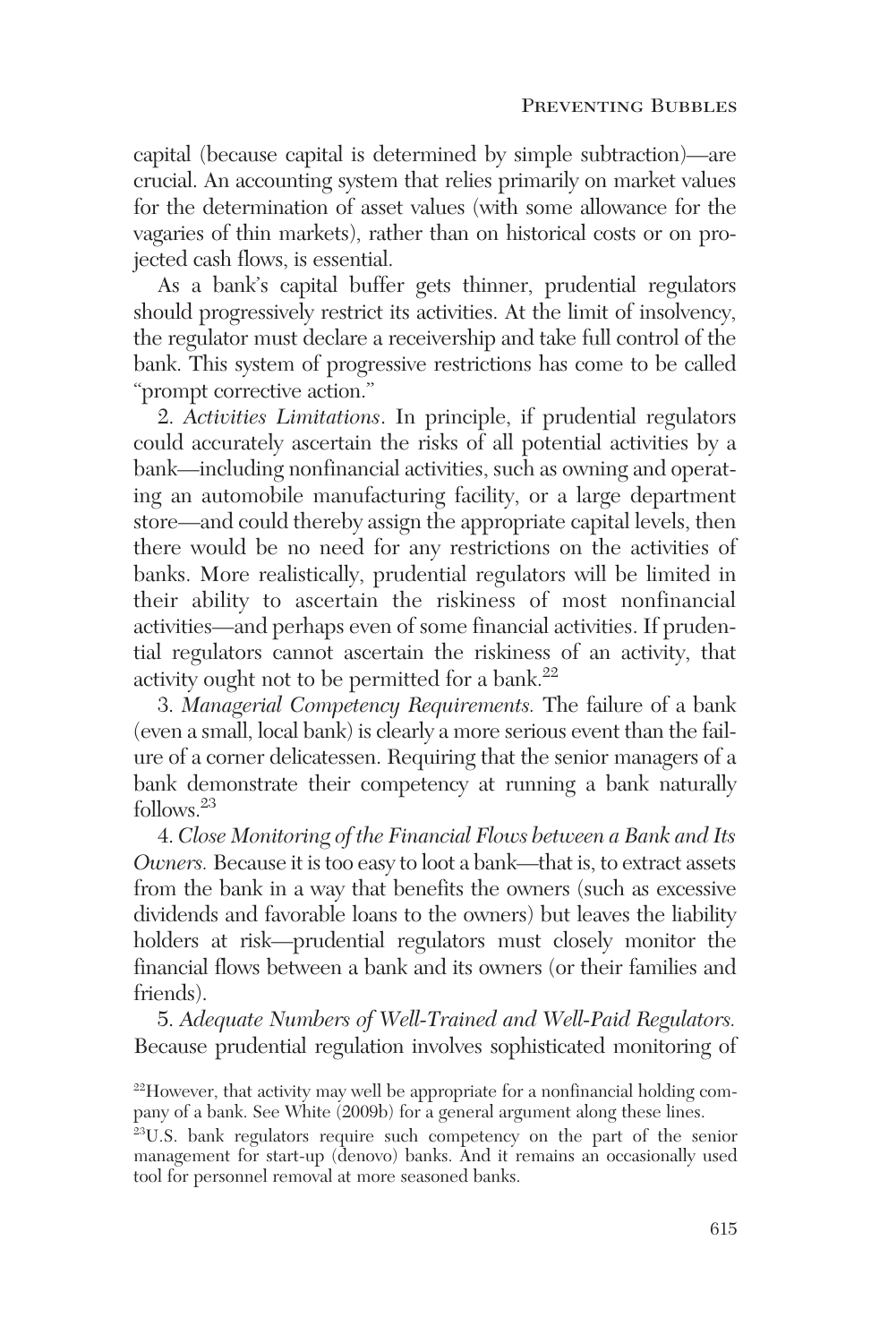capital (because capital is determined by simple subtraction)—are crucial. An accounting system that relies primarily on market values for the determination of asset values (with some allowance for the vagaries of thin markets), rather than on historical costs or on projected cash flows, is essential.

As a bank's capital buffer gets thinner, prudential regulators should progressively restrict its activities. At the limit of insolvency, the regulator must declare a receivership and take full control of the bank. This system of progressive restrictions has come to be called "prompt corrective action."

2. *Activities Limitations*. In principle, if prudential regulators could accurately ascertain the risks of all potential activities by a bank—including nonfinancial activities, such as owning and operating an automobile manufacturing facility, or a large department store—and could thereby assign the appropriate capital levels, then there would be no need for any restrictions on the activities of banks. More realistically, prudential regulators will be limited in their ability to ascertain the riskiness of most nonfinancial activities—and perhaps even of some financial activities. If prudential regulators cannot ascertain the riskiness of an activity, that activity ought not to be permitted for a bank.[22]

3. *Managerial Competency Requirements.* The failure of a bank (even a small, local bank) is clearly a more serious event than the failure of a corner delicatessen. Requiring that the senior managers of a bank demonstrate their competency at running a bank naturally follows.[23]

4. *Close Monitoring of the Financial Flows between a Bank and Its Owners.* Because it is too easy to loot a bank—that is, to extract assets from the bank in a way that benefits the owners (such as excessive dividends and favorable loans to the owners) but leaves the liability holders at risk—prudential regulators must closely monitor the financial flows between a bank and its owners (or their families and friends).

5. *Adequate Numbers of Well-Trained and Well-Paid Regulators.* Because prudential regulation involves sophisticated monitoring of

[22]However, that activity may well be appropriate for a nonfinancial holding company of a bank. See White (2009b) for a general argument along these lines.

[23]U.S. bank regulators require such competency on the part of the senior management for start-up (denovo) banks. And it remains an occasionally used tool for personnel removal at more seasoned banks.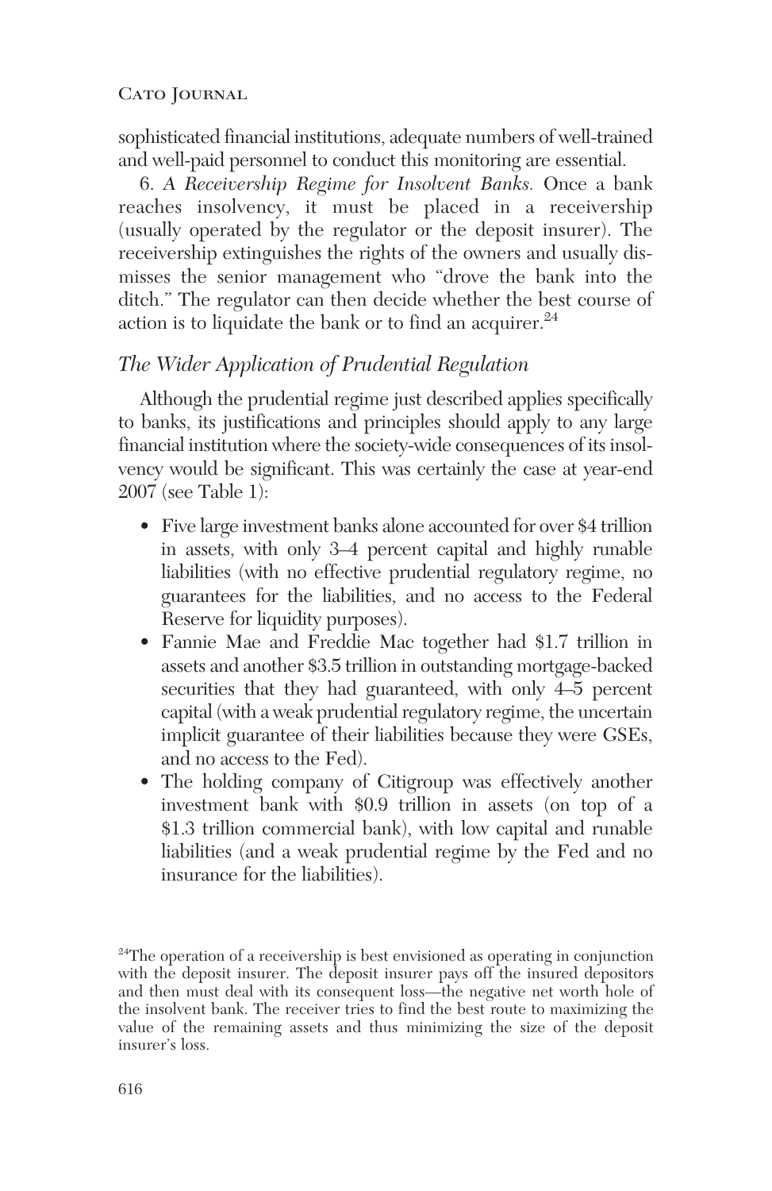sophisticated financial institutions, adequate numbers of well-trained and well-paid personnel to conduct this monitoring are essential.

6. *A Receivership Regime for Insolvent Banks.* Once a bank reaches insolvency, it must be placed in a receivership (usually operated by the regulator or the deposit insurer). The receivership extinguishes the rights of the owners and usually dismisses the senior management who "drove the bank into the ditch." The regulator can then decide whether the best course of action is to liquidate the bank or to find an acquirer.[24]

## *The Wider Application of Prudential Regulation*

Although the prudential regime just described applies specifically to banks, its justifications and principles should apply to any large financial institution where the society-wide consequences of its insolvency would be significant. This was certainly the case at year-end 2007 (see Table 1):

- Five large investment banks alone accounted for over $4 trillion in assets, with only 3–4 percent capital and highly runable liabilities (with no effective prudential regulatory regime, no guarantees for the liabilities, and no access to the Federal Reserve for liquidity purposes).
- Fannie Mae and Freddie Mac together had $1.7 trillion in assets and another $3.5 trillion in outstanding mortgage-backed securities that they had guaranteed, with only 4–5 percent capital (with a weak prudential regulatory regime, the uncertain implicit guarantee of their liabilities because they were GSEs, and no access to the Fed).
- The holding company of Citigroup was effectively another investment bank with $0.9 trillion in assets (on top of a $1.3 trillion commercial bank), with low capital and runable liabilities (and a weak prudential regime by the Fed and no insurance for the liabilities).

[24]The operation of a receivership is best envisioned as operating in conjunction with the deposit insurer. The deposit insurer pays off the insured depositors and then must deal with its consequent loss—the negative net worth hole of the insolvent bank. The receiver tries to find the best route to maximizing the value of the remaining assets and thus minimizing the size of the deposit insurer's loss.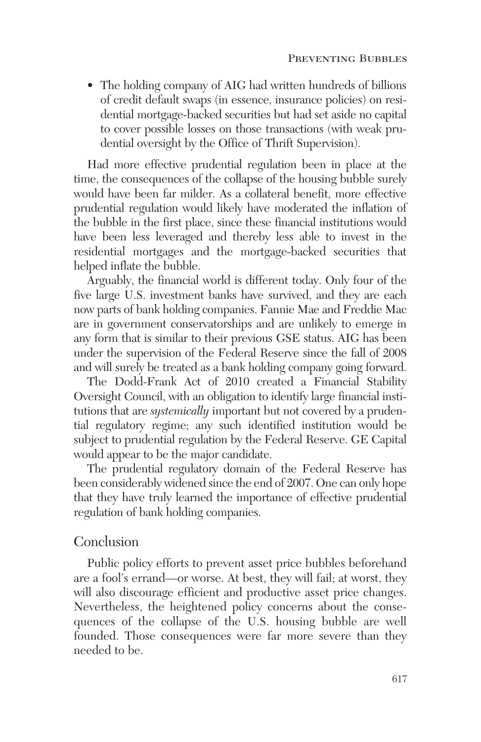- The holding company of AIG had written hundreds of billions of credit default swaps (in essence, insurance policies) on residential mortgage-backed securities but had set aside no capital to cover possible losses on those transactions (with weak prudential oversight by the Office of Thrift Supervision).

Had more effective prudential regulation been in place at the time, the consequences of the collapse of the housing bubble surely would have been far milder. As a collateral benefit, more effective prudential regulation would likely have moderated the inflation of the bubble in the first place, since these financial institutions would have been less leveraged and thereby less able to invest in the residential mortgages and the mortgage-backed securities that helped inflate the bubble.

Arguably, the financial world is different today. Only four of the five large U.S. investment banks have survived, and they are each now parts of bank holding companies. Fannie Mae and Freddie Mac are in government conservatorships and are unlikely to emerge in any form that is similar to their previous GSE status. AIG has been under the supervision of the Federal Reserve since the fall of 2008 and will surely be treated as a bank holding company going forward.

The Dodd-Frank Act of 2010 created a Financial Stability Oversight Council, with an obligation to identify large financial institutions that are *systemically* important but not covered by a prudential regulatory regime; any such identified institution would be subject to prudential regulation by the Federal Reserve. GE Capital would appear to be the major candidate.

The prudential regulatory domain of the Federal Reserve has been considerably widened since the end of 2007. One can only hope that they have truly learned the importance of effective prudential regulation of bank holding companies.

## Conclusion

Public policy efforts to prevent asset price bubbles beforehand are a fool's errand—or worse. At best, they will fail; at worst, they will also discourage efficient and productive asset price changes. Nevertheless, the heightened policy concerns about the consequences of the collapse of the U.S. housing bubble are well founded. Those consequences were far more severe than they needed to be.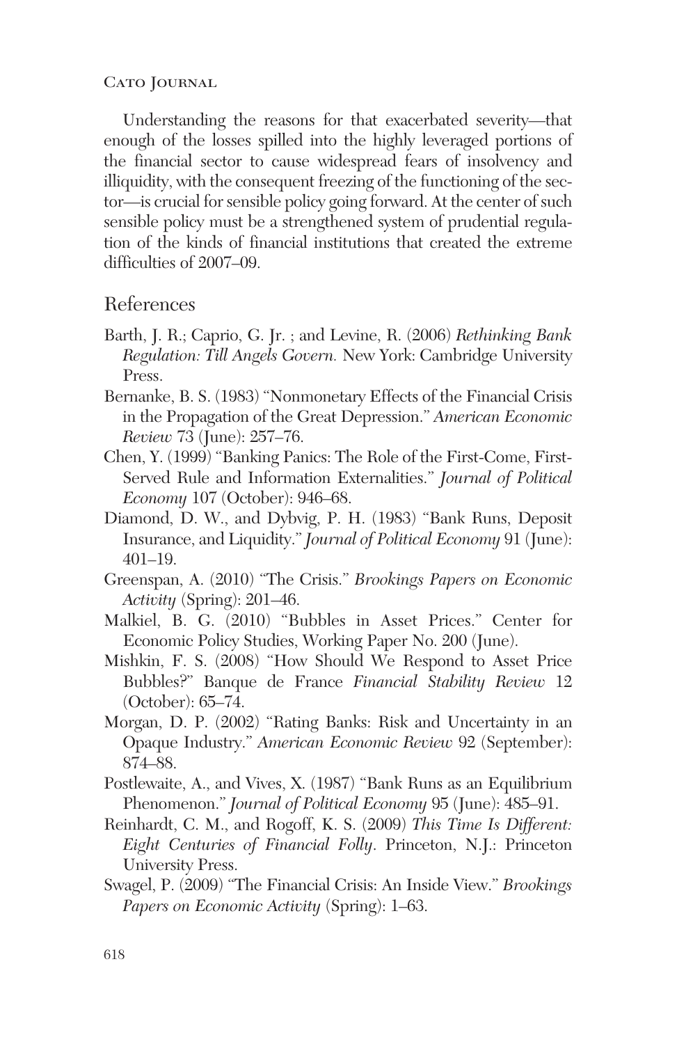Understanding the reasons for that exacerbated severity—that enough of the losses spilled into the highly leveraged portions of the financial sector to cause widespread fears of insolvency and illiquidity, with the consequent freezing of the functioning of the sector—is crucial for sensible policy going forward. At the center of such sensible policy must be a strengthened system of prudential regulation of the kinds of financial institutions that created the extreme difficulties of 2007–09.

## References

Barth, J. R.; Caprio, G. Jr. ; and Levine, R. (2006) *Rethinking Bank Regulation: Till Angels Govern.* New York: Cambridge University Press.

Bernanke, B. S. (1983) "Nonmonetary Effects of the Financial Crisis in the Propagation of the Great Depression." *American Economic Review* 73 (June): 257–76.

Chen, Y. (1999) "Banking Panics: The Role of the First-Come, First-Served Rule and Information Externalities." *Journal of Political Economy* 107 (October): 946–68.

Diamond, D. W., and Dybvig, P. H. (1983) "Bank Runs, Deposit Insurance, and Liquidity." *Journal of Political Economy* 91 (June): 401–19.

Greenspan, A. (2010) "The Crisis." *Brookings Papers on Economic Activity* (Spring): 201–46.

Malkiel, B. G. (2010) "Bubbles in Asset Prices." Center for Economic Policy Studies, Working Paper No. 200 (June).

Mishkin, F. S. (2008) "How Should We Respond to Asset Price Bubbles?" Banque de France *Financial Stability Review* 12 (October): 65–74.

Morgan, D. P. (2002) "Rating Banks: Risk and Uncertainty in an Opaque Industry." *American Economic Review* 92 (September): 874–88.

Postlewaite, A., and Vives, X. (1987) "Bank Runs as an Equilibrium Phenomenon." *Journal of Political Economy* 95 (June): 485–91.

Reinhardt, C. M., and Rogoff, K. S. (2009) *This Time Is Different: Eight Centuries of Financial Folly*. Princeton, N.J.: Princeton University Press.

Swagel, P. (2009) "The Financial Crisis: An Inside View." *Brookings Papers on Economic Activity* (Spring): 1–63.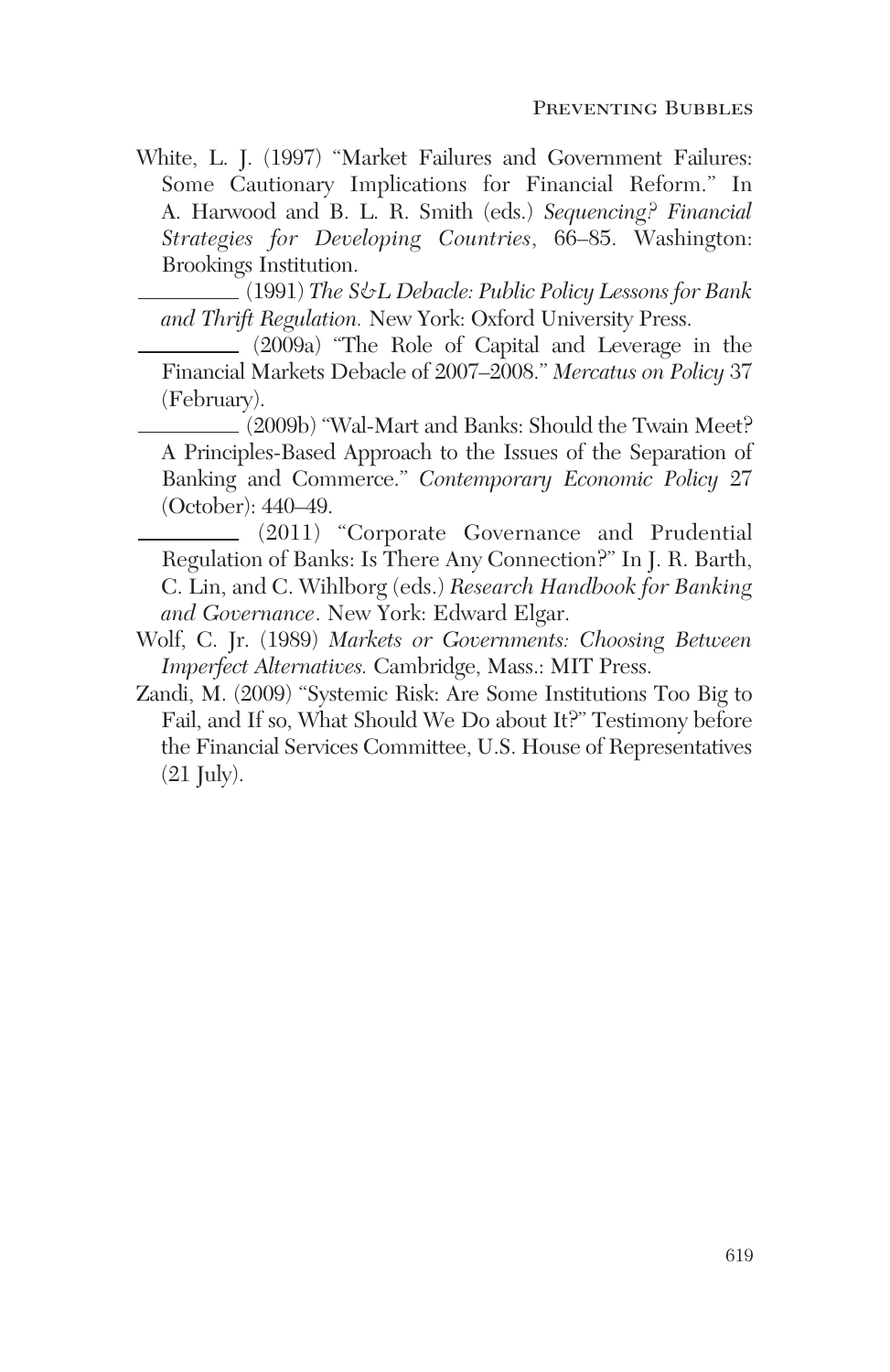White, L. J. (1997) "Market Failures and Government Failures: Some Cautionary Implications for Financial Reform." In A. Harwood and B. L. R. Smith (eds.) *Sequencing? Financial Strategies for Developing Countries*, 66–85. Washington: Brookings Institution.

\_\_\_\_\_\_\_\_\_\_ (1991) *The S&L Debacle: Public Policy Lessons for Bank and Thrift Regulation.* New York: Oxford University Press.

\_\_\_\_\_\_\_\_\_\_ (2009a) "The Role of Capital and Leverage in the Financial Markets Debacle of 2007–2008." *Mercatus on Policy* 37 (February).

\_\_\_\_\_\_\_\_\_\_ (2009b) "Wal-Mart and Banks: Should the Twain Meet? A Principles-Based Approach to the Issues of the Separation of Banking and Commerce." *Contemporary Economic Policy* 27 (October): 440–49.

\_\_\_\_\_\_\_\_\_\_ (2011) "Corporate Governance and Prudential Regulation of Banks: Is There Any Connection?" In J. R. Barth, C. Lin, and C. Wihlborg (eds.) *Research Handbook for Banking and Governance*. New York: Edward Elgar.

Wolf, C. Jr. (1989) *Markets or Governments: Choosing Between Imperfect Alternatives.* Cambridge, Mass.: MIT Press.

Zandi, M. (2009) "Systemic Risk: Are Some Institutions Too Big to Fail, and If so, What Should We Do about It?" Testimony before the Financial Services Committee, U.S. House of Representatives (21 July).